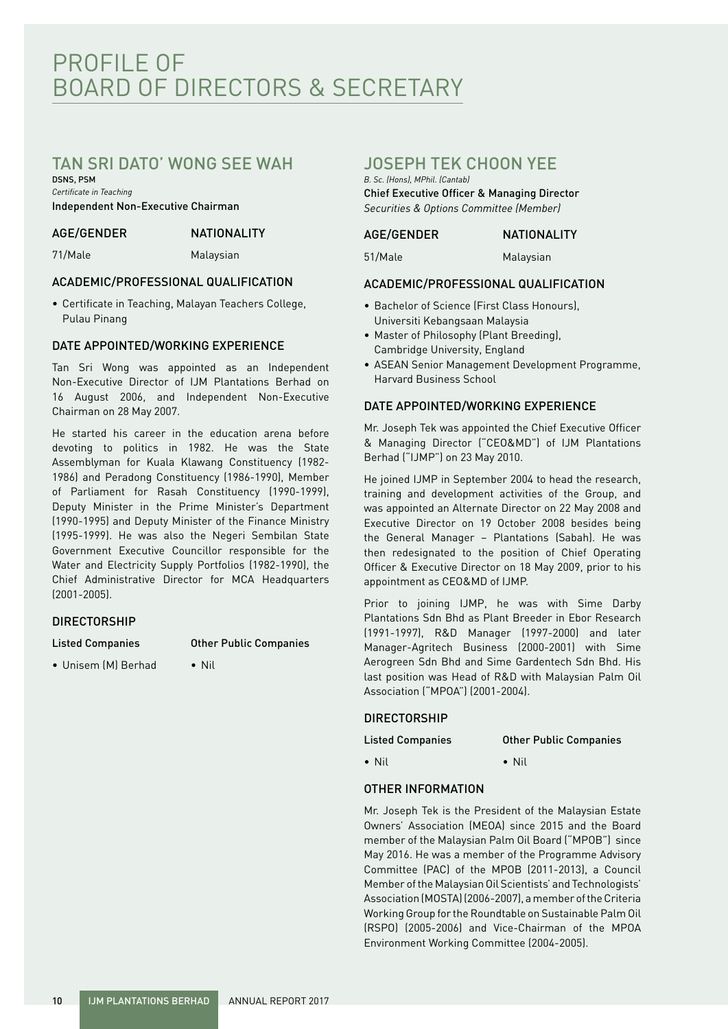# PROFILE OF BOARD OF DIRECTORS & SECRETARY

## TAN SRI DATO' WONG SEE WAH

**DSNS, PSM**
*Certificate in Teaching*
Independent Non-Executive Chairman

| AGE/GENDER | NATIONALITY |
|---|---|
| 71/Male | Malaysian |

### ACADEMIC/PROFESSIONAL QUALIFICATION

- Certificate in Teaching, Malayan Teachers College, Pulau Pinang

### DATE APPOINTED/WORKING EXPERIENCE

Tan Sri Wong was appointed as an Independent Non-Executive Director of IJM Plantations Berhad on 16 August 2006, and Independent Non-Executive Chairman on 28 May 2007.

He started his career in the education arena before devoting to politics in 1982. He was the State Assemblyman for Kuala Klawang Constituency (1982-1986) and Peradong Constituency (1986-1990), Member of Parliament for Rasah Constituency (1990-1999), Deputy Minister in the Prime Minister's Department (1990-1995) and Deputy Minister of the Finance Ministry (1995-1999). He was also the Negeri Sembilan State Government Executive Councillor responsible for the Water and Electricity Supply Portfolios (1982-1990), the Chief Administrative Director for MCA Headquarters (2001-2005).

### DIRECTORSHIP

| Listed Companies | Other Public Companies |
|---|---|
| • Unisem (M) Berhad | • Nil |

## JOSEPH TEK CHOON YEE

*B. Sc. (Hons), MPhil. (Cantab)*
Chief Executive Officer & Managing Director
*Securities & Options Committee (Member)*

| AGE/GENDER | NATIONALITY |
|---|---|
| 51/Male | Malaysian |

### ACADEMIC/PROFESSIONAL QUALIFICATION

- Bachelor of Science (First Class Honours), Universiti Kebangsaan Malaysia
- Master of Philosophy (Plant Breeding), Cambridge University, England
- ASEAN Senior Management Development Programme, Harvard Business School

### DATE APPOINTED/WORKING EXPERIENCE

Mr. Joseph Tek was appointed the Chief Executive Officer & Managing Director ("CEO&MD") of IJM Plantations Berhad ("IJMP") on 23 May 2010.

He joined IJMP in September 2004 to head the research, training and development activities of the Group, and was appointed an Alternate Director on 22 May 2008 and Executive Director on 19 October 2008 besides being the General Manager – Plantations (Sabah). He was then redesignated to the position of Chief Operating Officer & Executive Director on 18 May 2009, prior to his appointment as CEO&MD of IJMP.

Prior to joining IJMP, he was with Sime Darby Plantations Sdn Bhd as Plant Breeder in Ebor Research (1991-1997), R&D Manager (1997-2000) and later Manager-Agritech Business (2000-2001) with Sime Aerogreen Sdn Bhd and Sime Gardentech Sdn Bhd. His last position was Head of R&D with Malaysian Palm Oil Association ("MPOA") (2001-2004).

### DIRECTORSHIP

| Listed Companies | Other Public Companies |
|---|---|
| • Nil | • Nil |

### OTHER INFORMATION

Mr. Joseph Tek is the President of the Malaysian Estate Owners' Association (MEOA) since 2015 and the Board member of the Malaysian Palm Oil Board ("MPOB") since May 2016. He was a member of the Programme Advisory Committee (PAC) of the MPOB (2011-2013), a Council Member of the Malaysian Oil Scientists' and Technologists' Association (MOSTA) (2006-2007), a member of the Criteria Working Group for the Roundtable on Sustainable Palm Oil (RSPO) (2005-2006) and Vice-Chairman of the MPOA Environment Working Committee (2004-2005).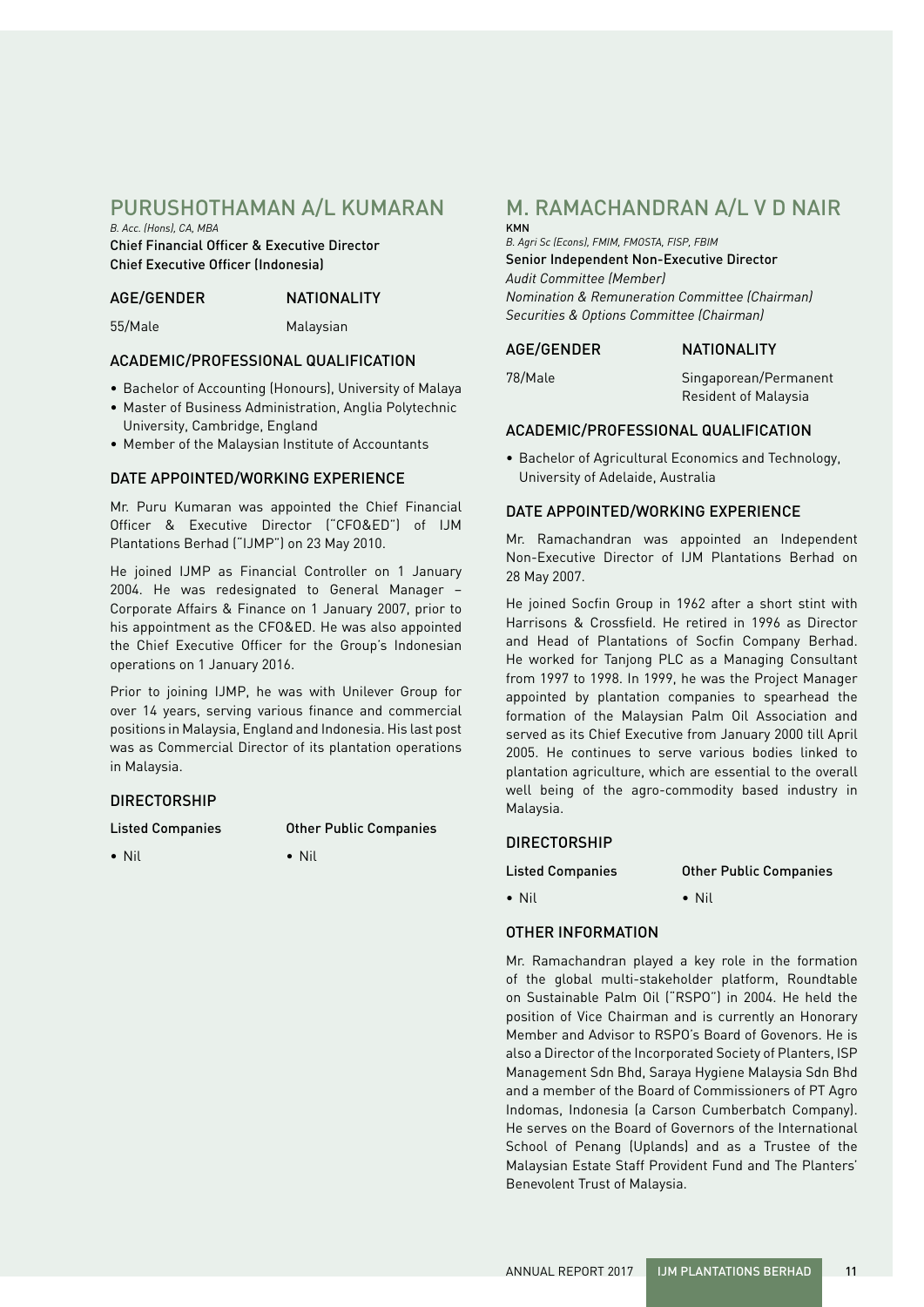## PURUSHOTHAMAN A/L KUMARAN

*B. Acc. (Hons), CA, MBA*

Chief Financial Officer & Executive Director
Chief Executive Officer (Indonesia)

| AGE/GENDER | NATIONALITY |
|---|---|
| 55/Male | Malaysian |

### ACADEMIC/PROFESSIONAL QUALIFICATION

- Bachelor of Accounting (Honours), University of Malaya
- Master of Business Administration, Anglia Polytechnic University, Cambridge, England
- Member of the Malaysian Institute of Accountants

### DATE APPOINTED/WORKING EXPERIENCE

Mr. Puru Kumaran was appointed the Chief Financial Officer & Executive Director ("CFO&ED") of IJM Plantations Berhad ("IJMP") on 23 May 2010.

He joined IJMP as Financial Controller on 1 January 2004. He was redesignated to General Manager – Corporate Affairs & Finance on 1 January 2007, prior to his appointment as the CFO&ED. He was also appointed the Chief Executive Officer for the Group's Indonesian operations on 1 January 2016.

Prior to joining IJMP, he was with Unilever Group for over 14 years, serving various finance and commercial positions in Malaysia, England and Indonesia. His last post was as Commercial Director of its plantation operations in Malaysia.

### DIRECTORSHIP

| Listed Companies | Other Public Companies |
|---|---|
| • Nil | • Nil |

## M. RAMACHANDRAN A/L V D NAIR

KMN

*B. Agri Sc (Econs), FMIM, FMOSTA, FISP, FBIM*

Senior Independent Non-Executive Director
*Audit Committee (Member)*
*Nomination & Remuneration Committee (Chairman)*
*Securities & Options Committee (Chairman)*

| AGE/GENDER | NATIONALITY |
|---|---|
| 78/Male | Singaporean/Permanent Resident of Malaysia |

### ACADEMIC/PROFESSIONAL QUALIFICATION

- Bachelor of Agricultural Economics and Technology, University of Adelaide, Australia

### DATE APPOINTED/WORKING EXPERIENCE

Mr. Ramachandran was appointed an Independent Non-Executive Director of IJM Plantations Berhad on 28 May 2007.

He joined Socfin Group in 1962 after a short stint with Harrisons & Crossfield. He retired in 1996 as Director and Head of Plantations of Socfin Company Berhad. He worked for Tanjong PLC as a Managing Consultant from 1997 to 1998. In 1999, he was the Project Manager appointed by plantation companies to spearhead the formation of the Malaysian Palm Oil Association and served as its Chief Executive from January 2000 till April 2005. He continues to serve various bodies linked to plantation agriculture, which are essential to the overall well being of the agro-commodity based industry in Malaysia.

### DIRECTORSHIP

| Listed Companies | Other Public Companies |
|---|---|
| • Nil | • Nil |

### OTHER INFORMATION

Mr. Ramachandran played a key role in the formation of the global multi-stakeholder platform, Roundtable on Sustainable Palm Oil ("RSPO") in 2004. He held the position of Vice Chairman and is currently an Honorary Member and Advisor to RSPO's Board of Govenors. He is also a Director of the Incorporated Society of Planters, ISP Management Sdn Bhd, Saraya Hygiene Malaysia Sdn Bhd and a member of the Board of Commissioners of PT Agro Indomas, Indonesia (a Carson Cumberbatch Company). He serves on the Board of Governors of the International School of Penang (Uplands) and as a Trustee of the Malaysian Estate Staff Provident Fund and The Planters' Benevolent Trust of Malaysia.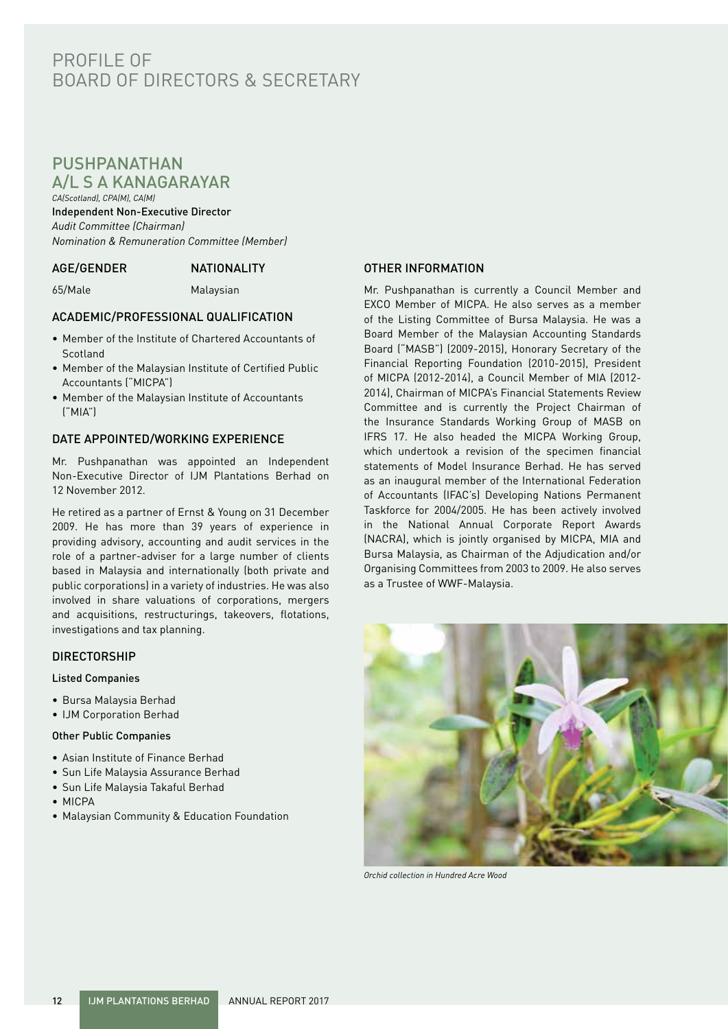# PROFILE OF BOARD OF DIRECTORS & SECRETARY

## PUSHPANATHAN A/L S A KANAGARAYAR

*CA(Scotland), CPA(M), CA(M)*

**Independent Non-Executive Director**

*Audit Committee (Chairman)*

*Nomination & Remuneration Committee (Member)*

| AGE/GENDER | NATIONALITY |
|---|---|
| 65/Male | Malaysian |

### ACADEMIC/PROFESSIONAL QUALIFICATION

- Member of the Institute of Chartered Accountants of Scotland
- Member of the Malaysian Institute of Certified Public Accountants ("MICPA")
- Member of the Malaysian Institute of Accountants ("MIA")

### DATE APPOINTED/WORKING EXPERIENCE

Mr. Pushpanathan was appointed an Independent Non-Executive Director of IJM Plantations Berhad on 12 November 2012.

He retired as a partner of Ernst & Young on 31 December 2009. He has more than 39 years of experience in providing advisory, accounting and audit services in the role of a partner-adviser for a large number of clients based in Malaysia and internationally (both private and public corporations) in a variety of industries. He was also involved in share valuations of corporations, mergers and acquisitions, restructurings, takeovers, flotations, investigations and tax planning.

### DIRECTORSHIP

**Listed Companies**

- Bursa Malaysia Berhad
- IJM Corporation Berhad

**Other Public Companies**

- Asian Institute of Finance Berhad
- Sun Life Malaysia Assurance Berhad
- Sun Life Malaysia Takaful Berhad
- MICPA
- Malaysian Community & Education Foundation

### OTHER INFORMATION

Mr. Pushpanathan is currently a Council Member and EXCO Member of MICPA. He also serves as a member of the Listing Committee of Bursa Malaysia. He was a Board Member of the Malaysian Accounting Standards Board ("MASB") (2009-2015), Honorary Secretary of the Financial Reporting Foundation (2010-2015), President of MICPA (2012-2014), a Council Member of MIA (2012-2014), Chairman of MICPA's Financial Statements Review Committee and is currently the Project Chairman of the Insurance Standards Working Group of MASB on IFRS 17. He also headed the MICPA Working Group, which undertook a revision of the specimen financial statements of Model Insurance Berhad. He has served as an inaugural member of the International Federation of Accountants (IFAC's) Developing Nations Permanent Taskforce for 2004/2005. He has been actively involved in the National Annual Corporate Report Awards (NACRA), which is jointly organised by MICPA, MIA and Bursa Malaysia, as Chairman of the Adjudication and/or Organising Committees from 2003 to 2009. He also serves as a Trustee of WWF-Malaysia.

*Orchid collection in Hundred Acre Wood*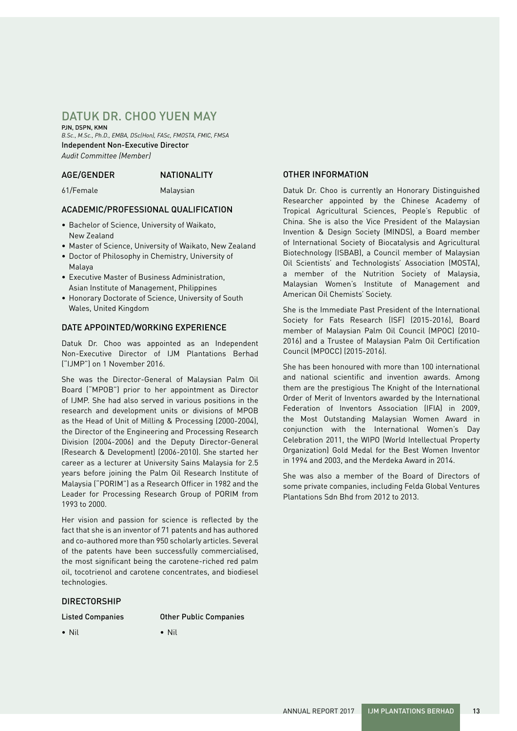# DATUK DR. CHOO YUEN MAY

**PJN, DSPN, KMN**

*B.Sc., M.Sc., Ph.D., EMBA, DSc(Hon), FASc, FMOSTA, FMIC, FMSA*

Independent Non-Executive Director

*Audit Committee (Member)*

| AGE/GENDER | NATIONALITY |
|---|---|
| 61/Female | Malaysian |

## ACADEMIC/PROFESSIONAL QUALIFICATION

- Bachelor of Science, University of Waikato, New Zealand
- Master of Science, University of Waikato, New Zealand
- Doctor of Philosophy in Chemistry, University of Malaya
- Executive Master of Business Administration, Asian Institute of Management, Philippines
- Honorary Doctorate of Science, University of South Wales, United Kingdom

## DATE APPOINTED/WORKING EXPERIENCE

Datuk Dr. Choo was appointed as an Independent Non-Executive Director of IJM Plantations Berhad ("IJMP") on 1 November 2016.

She was the Director-General of Malaysian Palm Oil Board ("MPOB") prior to her appointment as Director of IJMP. She had also served in various positions in the research and development units or divisions of MPOB as the Head of Unit of Milling & Processing (2000-2004), the Director of the Engineering and Processing Research Division (2004-2006) and the Deputy Director-General (Research & Development) (2006-2010). She started her career as a lecturer at University Sains Malaysia for 2.5 years before joining the Palm Oil Research Institute of Malaysia ("PORIM") as a Research Officer in 1982 and the Leader for Processing Research Group of PORIM from 1993 to 2000.

Her vision and passion for science is reflected by the fact that she is an inventor of 71 patents and has authored and co-authored more than 950 scholarly articles. Several of the patents have been successfully commercialised, the most significant being the carotene-riched red palm oil, tocotrienol and carotene concentrates, and biodiesel technologies.

## DIRECTORSHIP

| Listed Companies | Other Public Companies |
|---|---|
| • Nil | • Nil |

## OTHER INFORMATION

Datuk Dr. Choo is currently an Honorary Distinguished Researcher appointed by the Chinese Academy of Tropical Agricultural Sciences, People's Republic of China. She is also the Vice President of the Malaysian Invention & Design Society (MINDS), a Board member of International Society of Biocatalysis and Agricultural Biotechnology (ISBAB), a Council member of Malaysian Oil Scientists' and Technologists' Association (MOSTA), a member of the Nutrition Society of Malaysia, Malaysian Women's Institute of Management and American Oil Chemists' Society.

She is the Immediate Past President of the International Society for Fats Research (ISF) (2015-2016), Board member of Malaysian Palm Oil Council (MPOC) (2010-2016) and a Trustee of Malaysian Palm Oil Certification Council (MPOCC) (2015-2016).

She has been honoured with more than 100 international and national scientific and invention awards. Among them are the prestigious The Knight of the International Order of Merit of Inventors awarded by the International Federation of Inventors Association (IFIA) in 2009, the Most Outstanding Malaysian Women Award in conjunction with the International Women's Day Celebration 2011, the WIPO (World Intellectual Property Organization) Gold Medal for the Best Women Inventor in 1994 and 2003, and the Merdeka Award in 2014.

She was also a member of the Board of Directors of some private companies, including Felda Global Ventures Plantations Sdn Bhd from 2012 to 2013.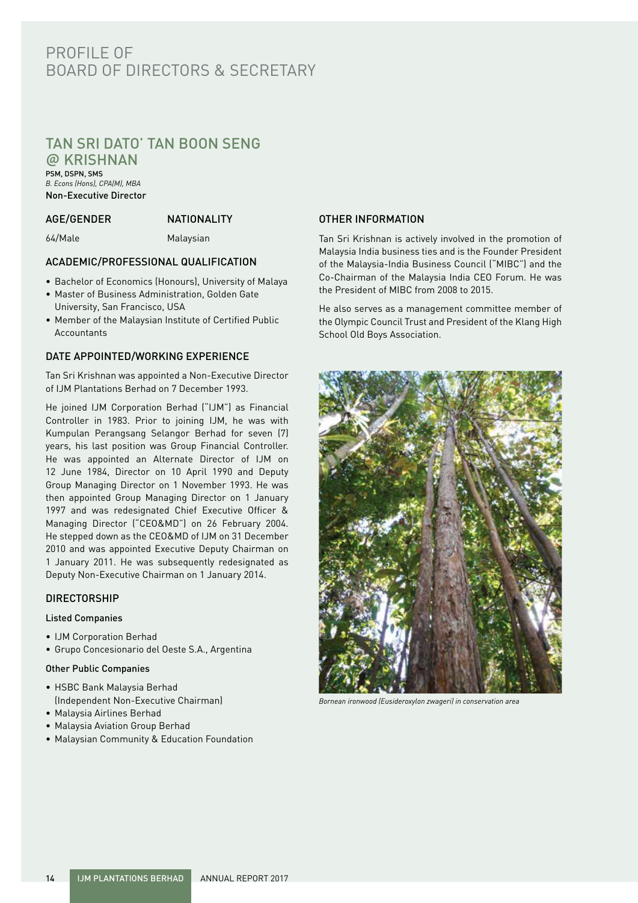# PROFILE OF BOARD OF DIRECTORS & SECRETARY

## TAN SRI DATO' TAN BOON SENG @ KRISHNAN

PSM, DSPN, SMS
*B. Econs (Hons), CPA(M), MBA*
Non-Executive Director

| AGE/GENDER | NATIONALITY |
|---|---|
| 64/Male | Malaysian |

### ACADEMIC/PROFESSIONAL QUALIFICATION

- Bachelor of Economics (Honours), University of Malaya
- Master of Business Administration, Golden Gate University, San Francisco, USA
- Member of the Malaysian Institute of Certified Public Accountants

### DATE APPOINTED/WORKING EXPERIENCE

Tan Sri Krishnan was appointed a Non-Executive Director of IJM Plantations Berhad on 7 December 1993.

He joined IJM Corporation Berhad ("IJM") as Financial Controller in 1983. Prior to joining IJM, he was with Kumpulan Perangsang Selangor Berhad for seven (7) years, his last position was Group Financial Controller. He was appointed an Alternate Director of IJM on 12 June 1984, Director on 10 April 1990 and Deputy Group Managing Director on 1 November 1993. He was then appointed Group Managing Director on 1 January 1997 and was redesignated Chief Executive Officer & Managing Director ("CEO&MD") on 26 February 2004. He stepped down as the CEO&MD of IJM on 31 December 2010 and was appointed Executive Deputy Chairman on 1 January 2011. He was subsequently redesignated as Deputy Non-Executive Chairman on 1 January 2014.

### DIRECTORSHIP

#### Listed Companies

- IJM Corporation Berhad
- Grupo Concesionario del Oeste S.A., Argentina

#### Other Public Companies

- HSBC Bank Malaysia Berhad (Independent Non-Executive Chairman)
- Malaysia Airlines Berhad
- Malaysia Aviation Group Berhad
- Malaysian Community & Education Foundation

### OTHER INFORMATION

Tan Sri Krishnan is actively involved in the promotion of Malaysia India business ties and is the Founder President of the Malaysia-India Business Council ("MIBC") and the Co-Chairman of the Malaysia India CEO Forum. He was the President of MIBC from 2008 to 2015.

He also serves as a management committee member of the Olympic Council Trust and President of the Klang High School Old Boys Association.

*Bornean ironwood (Eusideroxylon zwageri) in conservation area*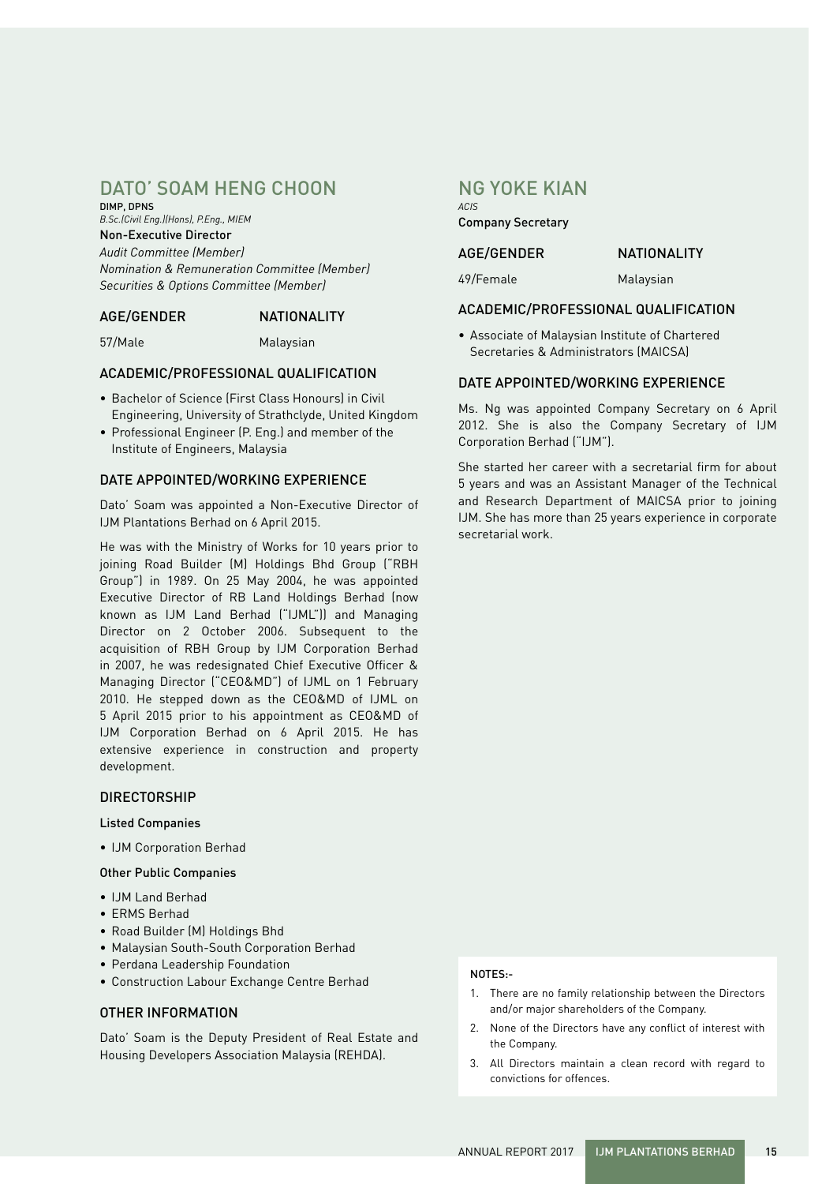## DATO' SOAM HENG CHOON

**DIMP, DPNS**

*B.Sc.(Civil Eng.)(Hons), P.Eng., MIEM*

**Non-Executive Director**

*Audit Committee (Member)*

*Nomination & Remuneration Committee (Member)*

*Securities & Options Committee (Member)*

| AGE/GENDER | NATIONALITY |
|---|---|
| 57/Male | Malaysian |

### ACADEMIC/PROFESSIONAL QUALIFICATION

- Bachelor of Science (First Class Honours) in Civil Engineering, University of Strathclyde, United Kingdom
- Professional Engineer (P. Eng.) and member of the Institute of Engineers, Malaysia

### DATE APPOINTED/WORKING EXPERIENCE

Dato' Soam was appointed a Non-Executive Director of IJM Plantations Berhad on 6 April 2015.

He was with the Ministry of Works for 10 years prior to joining Road Builder (M) Holdings Bhd Group ("RBH Group") in 1989. On 25 May 2004, he was appointed Executive Director of RB Land Holdings Berhad (now known as IJM Land Berhad ("IJML")) and Managing Director on 2 October 2006. Subsequent to the acquisition of RBH Group by IJM Corporation Berhad in 2007, he was redesignated Chief Executive Officer & Managing Director ("CEO&MD") of IJML on 1 February 2010. He stepped down as the CEO&MD of IJML on 5 April 2015 prior to his appointment as CEO&MD of IJM Corporation Berhad on 6 April 2015. He has extensive experience in construction and property development.

### DIRECTORSHIP

**Listed Companies**

- IJM Corporation Berhad

**Other Public Companies**

- IJM Land Berhad
- ERMS Berhad
- Road Builder (M) Holdings Bhd
- Malaysian South-South Corporation Berhad
- Perdana Leadership Foundation
- Construction Labour Exchange Centre Berhad

### OTHER INFORMATION

Dato' Soam is the Deputy President of Real Estate and Housing Developers Association Malaysia (REHDA).

## NG YOKE KIAN

*ACIS*

**Company Secretary**

| AGE/GENDER | NATIONALITY |
|---|---|
| 49/Female | Malaysian |

### ACADEMIC/PROFESSIONAL QUALIFICATION

- Associate of Malaysian Institute of Chartered Secretaries & Administrators (MAICSA)

### DATE APPOINTED/WORKING EXPERIENCE

Ms. Ng was appointed Company Secretary on 6 April 2012. She is also the Company Secretary of IJM Corporation Berhad ("IJM").

She started her career with a secretarial firm for about 5 years and was an Assistant Manager of the Technical and Research Department of MAICSA prior to joining IJM. She has more than 25 years experience in corporate secretarial work.

**NOTES:-**

1. There are no family relationship between the Directors and/or major shareholders of the Company.
2. None of the Directors have any conflict of interest with the Company.
3. All Directors maintain a clean record with regard to convictions for offences.